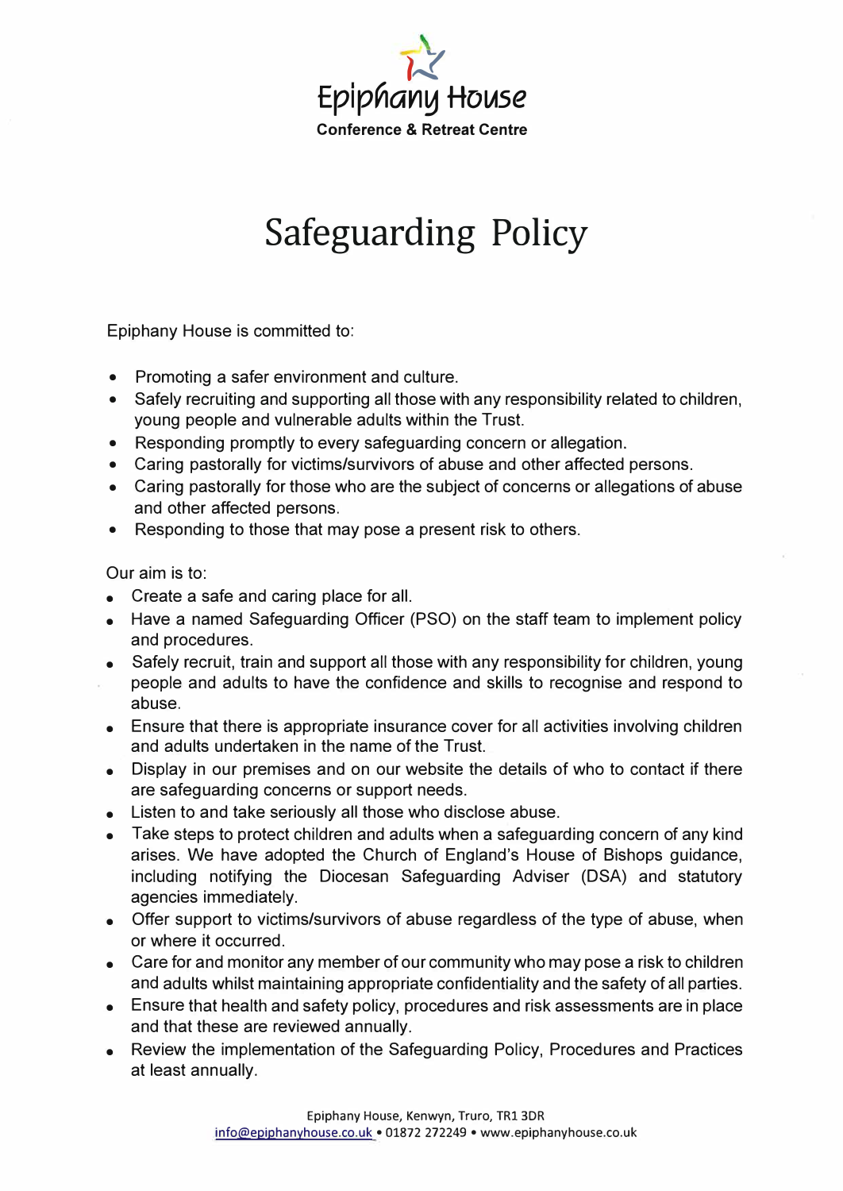Epiphany House

**Conference & Retreat Centre**

# Safeguarding Policy

Epiphany House is committed to:

- Promoting a safer environment and culture.
- Safely recruiting and supporting all those with any responsibility related to children, young people and vulnerable adults within the Trust.
- Responding promptly to every safeguarding concern or allegation.
- Caring pastorally for victims/survivors of abuse and other affected persons.
- Caring pastorally for those who are the subject of concerns or allegations of abuse and other affected persons.
- Responding to those that may pose a present risk to others.

Our aim is to:

- Create a safe and caring place for all.
- Have a named Safeguarding Officer (PSO) on the staff team to implement policy and procedures.
- Safely recruit, train and support all those with any responsibility for children, young people and adults to have the confidence and skills to recognise and respond to abuse.
- Ensure that there is appropriate insurance cover for all activities involving children and adults undertaken in the name of the Trust.
- Display in our premises and on our website the details of who to contact if there are safeguarding concerns or support needs.
- Listen to and take seriously all those who disclose abuse.
- Take steps to protect children and adults when a safeguarding concern of any kind arises. We have adopted the Church of England's House of Bishops guidance, including notifying the Diocesan Safeguarding Adviser (DSA) and statutory agencies immediately.
- Offer support to victims/survivors of abuse regardless of the type of abuse, when or where it occurred.
- Care for and monitor any member of our community who may pose a risk to children and adults whilst maintaining appropriate confidentiality and the safety of all parties.
- Ensure that health and safety policy, procedures and risk assessments are in place and that these are reviewed annually.
- Review the implementation of the Safeguarding Policy, Procedures and Practices at least annually.

Epiphany House, Kenwyn, Truro, TR1 3DR
info@epiphanyhouse.co.uk • 01872 272249 • www.epiphanyhouse.co.uk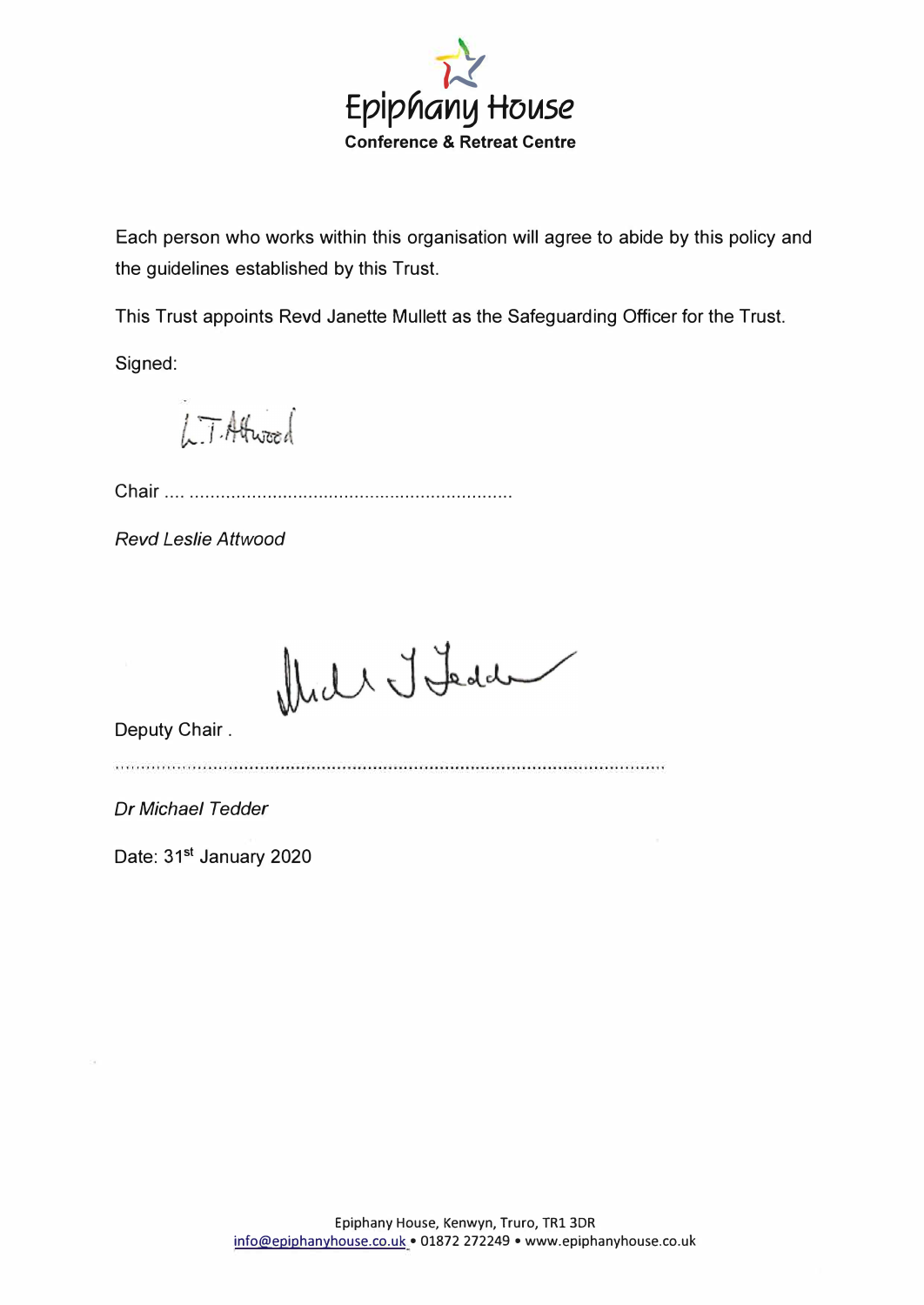Each person who works within this organisation will agree to abide by this policy and the guidelines established by this Trust.

This Trust appoints Revd Janette Mullett as the Safeguarding Officer for the Trust.

Signed:

Chair .... ..............................................................

*Revd Leslie Attwood*

Deputy Chair .

..................................................................................................................

*Dr Michael Tedder*

Date: 31st January 2020